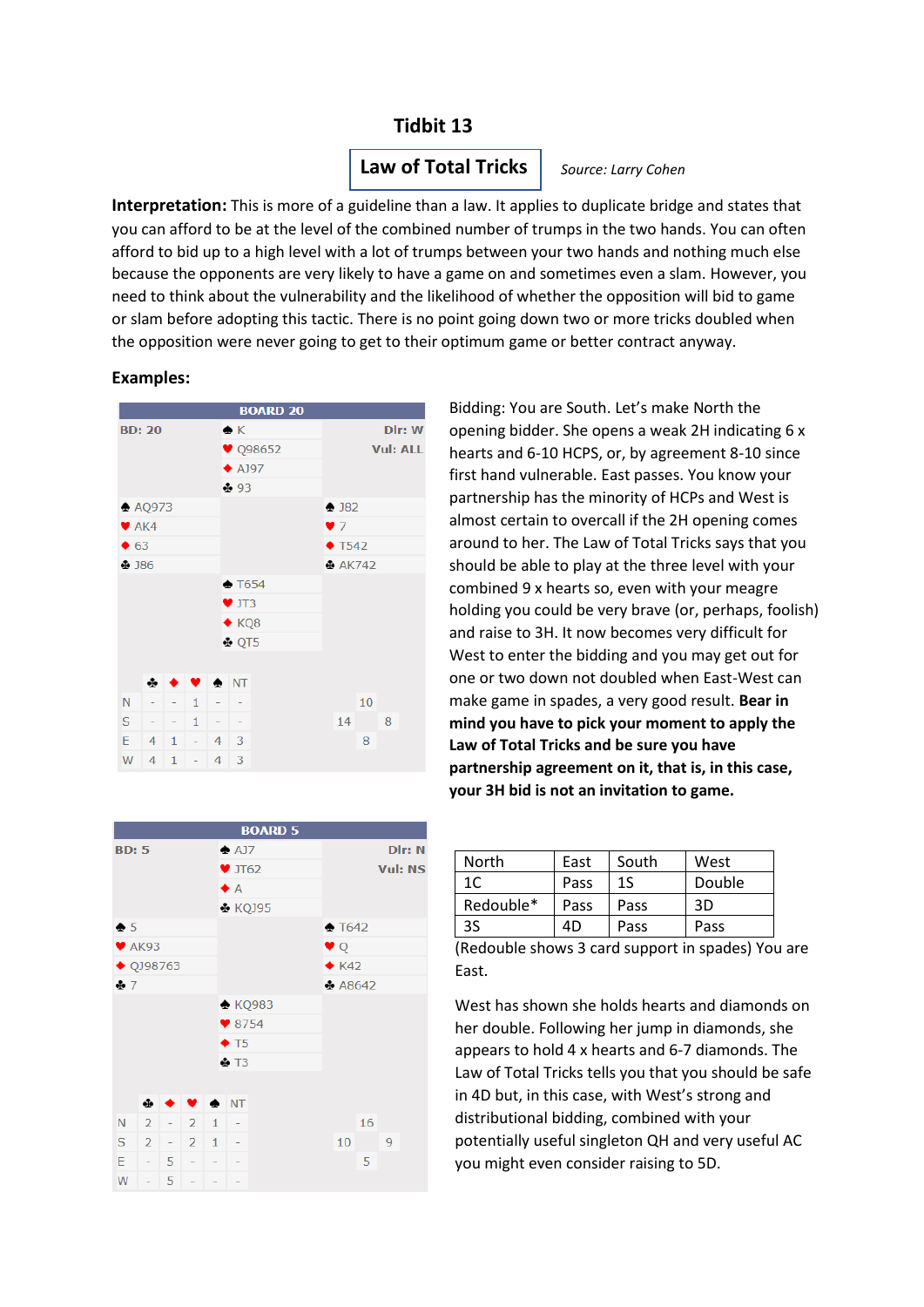# Tidbit 13

## Law of Total Tricks

*Source: Larry Cohen*

**Interpretation:** This is more of a guideline than a law. It applies to duplicate bridge and states that you can afford to be at the level of the combined number of trumps in the two hands. You can often afford to bid up to a high level with a lot of trumps between your two hands and nothing much else because the opponents are very likely to have a game on and sometimes even a slam. However, you need to think about the vulnerability and the likelihood of whether the opposition will bid to game or slam before adopting this tactic. There is no point going down two or more tricks doubled when the opposition were never going to get to their optimum game or better contract anyway.

**Examples:**

**BOARD 20**

BD: 20 — Dlr: W — Vul: ALL

| | North | |
|---|---|---|
| | ♠ K | |
| | ♥ Q98652 | |
| | ♦ AJ97 | |
| | ♣ 93 | |
| **West** | | **East** |
| ♠ AQ973 | | ♠ J82 |
| ♥ AK4 | | ♥ 7 |
| ♦ 63 | | ♦ T542 |
| ♣ J86 | | ♣ AK742 |
| | **South** | |
| | ♠ T654 | |
| | ♥ JT3 | |
| | ♦ KQ8 | |
| | ♣ QT5 | |

| | ♣ | ♦ | ♥ | ♠ | NT |
|---|---|---|---|---|---|
| N | - | - | 1 | - | - |
| S | - | - | 1 | - | - |
| E | 4 | 1 | - | 4 | 3 |
| W | 4 | 1 | - | 4 | 3 |

HCP: N 10, W 14, E 8, S 8

Bidding: You are South. Let's make North the opening bidder. She opens a weak 2H indicating 6 x hearts and 6-10 HCPS, or, by agreement 8-10 since first hand vulnerable. East passes. You know your partnership has the minority of HCPs and West is almost certain to overcall if the 2H opening comes around to her. The Law of Total Tricks says that you should be able to play at the three level with your combined 9 x hearts so, even with your meagre holding you could be very brave (or, perhaps, foolish) and raise to 3H. It now becomes very difficult for West to enter the bidding and you may get out for one or two down not doubled when East-West can make game in spades, a very good result. **Bear in mind you have to pick your moment to apply the Law of Total Tricks and be sure you have partnership agreement on it, that is, in this case, your 3H bid is not an invitation to game.**

**BOARD 5**

BD: 5 — Dlr: N — Vul: NS

| | North | |
|---|---|---|
| | ♠ AJ7 | |
| | ♥ JT62 | |
| | ♦ A | |
| | ♣ KQJ95 | |
| **West** | | **East** |
| ♠ 5 | | ♠ T642 |
| ♥ AK93 | | ♥ Q |
| ♦ QJ98763 | | ♦ K42 |
| ♣ 7 | | ♣ A8642 |
| | **South** | |
| | ♠ KQ983 | |
| | ♥ 8754 | |
| | ♦ T5 | |
| | ♣ T3 | |

| | ♣ | ♦ | ♥ | ♠ | NT |
|---|---|---|---|---|---|
| N | 2 | - | 2 | 1 | - |
| S | 2 | - | 2 | 1 | - |
| E | - | 5 | - | - | - |
| W | - | 5 | - | - | - |

HCP: N 16, W 10, E 9, S 5

| North | East | South | West |
|---|---|---|---|
| 1C | Pass | 1S | Double |
| Redouble* | Pass | Pass | 3D |
| 3S | 4D | Pass | Pass |

(Redouble shows 3 card support in spades) You are East.

West has shown she holds hearts and diamonds on her double. Following her jump in diamonds, she appears to hold 4 x hearts and 6-7 diamonds. The Law of Total Tricks tells you that you should be safe in 4D but, in this case, with West's strong and distributional bidding, combined with your potentially useful singleton QH and very useful AC you might even consider raising to 5D.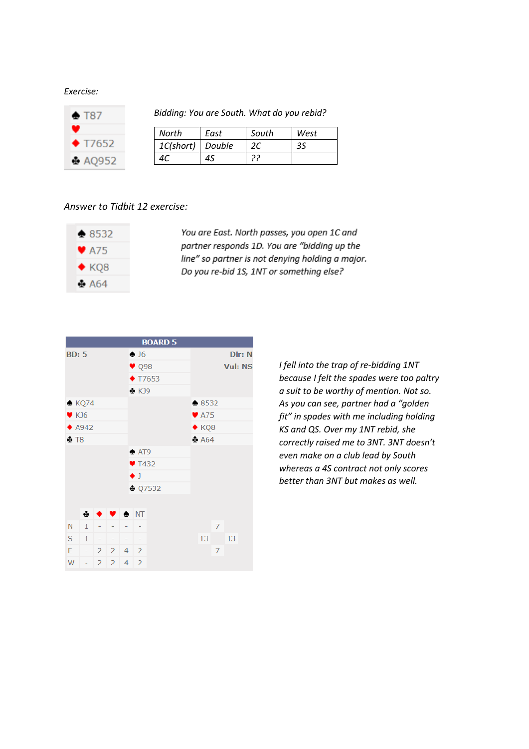*Exercise:*

| |
|---|
| ♠ T87 |
| ♥ |
| ♦ T7652 |
| ♣ AQ952 |

*Bidding: You are South. What do you rebid?*

| North | East | South | West |
|---|---|---|---|
| 1C(short) | Double | 2C | 3S |
| 4C | 4S | ?? | |

*Answer to Tidbit 12 exercise:*

| |
|---|
| ♠ 8532 |
| ♥ A75 |
| ♦ KQ8 |
| ♣ A64 |

*You are East. North passes, you open 1C and partner responds 1D. You are "bidding up the line" so partner is not denying holding a major. Do you re-bid 1S, 1NT or something else?*

**BOARD 5**

BD: 5 — Dlr: N — Vul: NS

| West | North | East |
|---|---|---|
| | ♠ J6 | |
| | ♥ Q98 | |
| | ♦ T7653 | |
| | ♣ KJ9 | |
| ♠ KQ74 | | ♠ 8532 |
| ♥ KJ6 | | ♥ A75 |
| ♦ A942 | | ♦ KQ8 |
| ♣ T8 | | ♣ A64 |
| | **South** | |
| | ♠ AT9 | |
| | ♥ T432 | |
| | ♦ J | |
| | ♣ Q7532 | |

| | ♣ | ♦ | ♥ | ♠ | NT |
|---|---|---|---|---|---|
| N | 1 | - | - | - | - |
| S | 1 | - | - | - | - |
| E | - | 2 | 2 | 4 | 2 |
| W | - | 2 | 2 | 4 | 2 |

7

13 13

7

*I fell into the trap of re-bidding 1NT because I felt the spades were too paltry a suit to be worthy of mention. Not so. As you can see, partner had a "golden fit" in spades with me including holding KS and QS. Over my 1NT rebid, she correctly raised me to 3NT. 3NT doesn't even make on a club lead by South whereas a 4S contract not only scores better than 3NT but makes as well.*